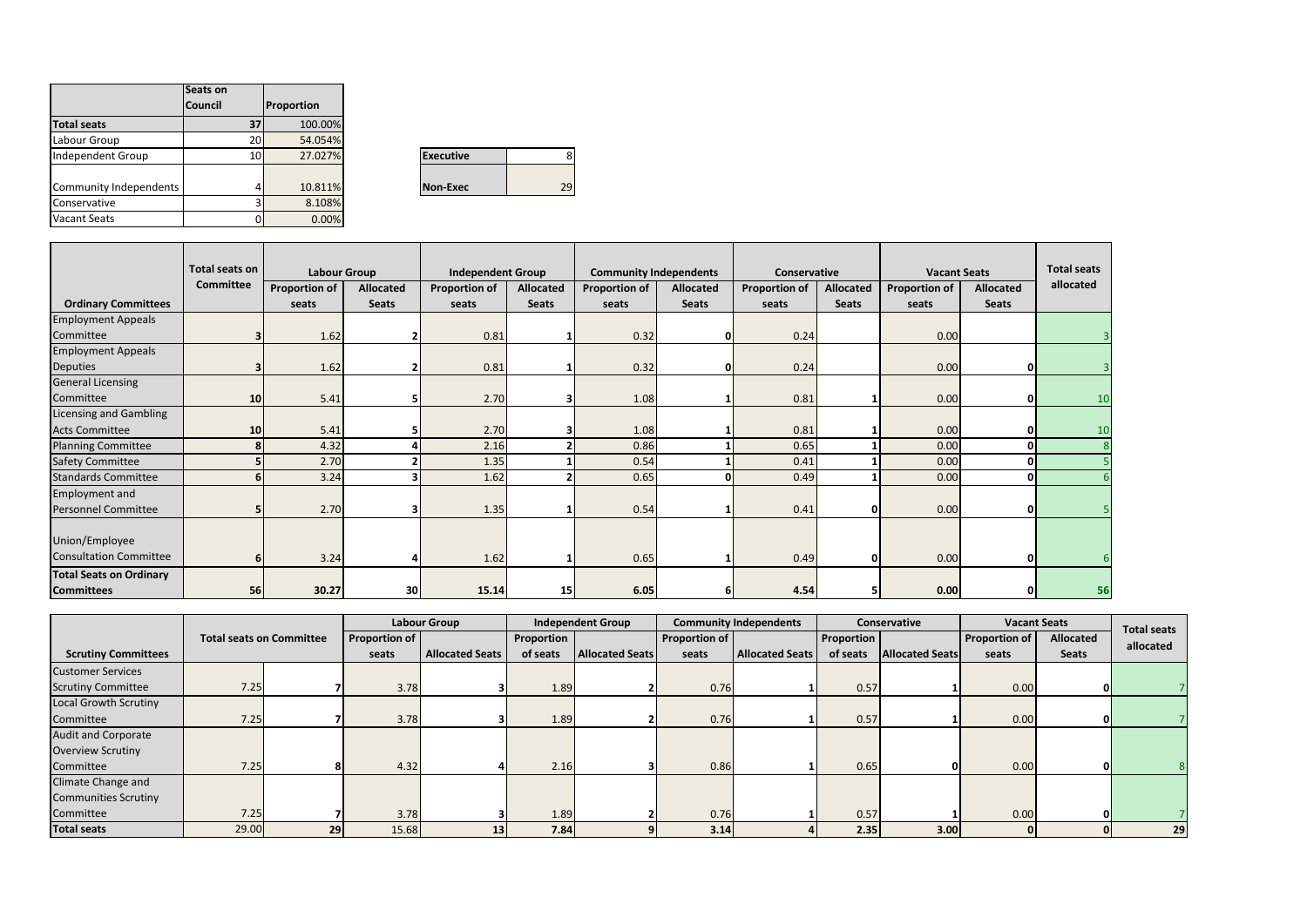| | Seats on Council | Proportion |
|---|---|---|
| **Total seats** | 37 | 100.00% |
| Labour Group | 20 | 54.054% |
| Independent Group | 10 | 27.027% |
| Community Independents | 4 | 10.811% |
| Conservative | 3 | 8.108% |
| Vacant Seats | 0 | 0.00% |

| | |
|---|---|
| **Executive** | 8 |
| **Non-Exec** | 29 |

| | Total seats on Committee | Labour Group | | Independent Group | | Community Independents | | Conservative | | Vacant Seats | | Total seats allocated |
|---|---|---|---|---|---|---|---|---|---|---|---|---|
| **Ordinary Committees** | | Proportion of seats | Allocated Seats | Proportion of seats | Allocated Seats | Proportion of seats | Allocated Seats | Proportion of seats | Allocated Seats | Proportion of seats | Allocated Seats | |
| Employment Appeals Committee | 3 | 1.62 | 2 | 0.81 | 1 | 0.32 | 0 | 0.24 | | 0.00 | | 3 |
| Employment Appeals Deputies | 3 | 1.62 | 2 | 0.81 | 1 | 0.32 | 0 | 0.24 | | 0.00 | 0 | 3 |
| General Licensing Committee | 10 | 5.41 | 5 | 2.70 | 3 | 1.08 | 1 | 0.81 | 1 | 0.00 | 0 | 10 |
| Licensing and Gambling Acts Committee | 10 | 5.41 | 5 | 2.70 | 3 | 1.08 | 1 | 0.81 | 1 | 0.00 | 0 | 10 |
| Planning Committee | 8 | 4.32 | 4 | 2.16 | 2 | 0.86 | 1 | 0.65 | 1 | 0.00 | 0 | 8 |
| Safety Committee | 5 | 2.70 | 2 | 1.35 | 1 | 0.54 | 1 | 0.41 | 1 | 0.00 | 0 | 5 |
| Standards Committee | 6 | 3.24 | 3 | 1.62 | 2 | 0.65 | 0 | 0.49 | 1 | 0.00 | 0 | 6 |
| Employment and Personnel Committee | 5 | 2.70 | 3 | 1.35 | 1 | 0.54 | 1 | 0.41 | 0 | 0.00 | 0 | 5 |
| Union/Employee Consultation Committee | 6 | 3.24 | 4 | 1.62 | 1 | 0.65 | 1 | 0.49 | 0 | 0.00 | 0 | 6 |
| **Total Seats on Ordinary Committees** | **56** | **30.27** | **30** | **15.14** | **15** | **6.05** | **6** | **4.54** | **5** | **0.00** | **0** | **56** |

| | Total seats on Committee | | Labour Group | | Independent Group | | Community Independents | | Conservative | | Vacant Seats | | Total seats allocated |
|---|---|---|---|---|---|---|---|---|---|---|---|---|---|
| **Scrutiny Committees** | | | Proportion of seats | Allocated Seats | Proportion of seats | Allocated Seats | Proportion of seats | Allocated Seats | Proportion of seats | Allocated Seats | Proportion of seats | Allocated Seats | |
| Customer Services Scrutiny Committee | 7.25 | 7 | 3.78 | 3 | 1.89 | 2 | 0.76 | 1 | 0.57 | 1 | 0.00 | 0 | 7 |
| Local Growth Scrutiny Committee | 7.25 | 7 | 3.78 | 3 | 1.89 | 2 | 0.76 | 1 | 0.57 | 1 | 0.00 | 0 | 7 |
| Audit and Corporate Overview Scrutiny Committee | 7.25 | 8 | 4.32 | 4 | 2.16 | 3 | 0.86 | 1 | 0.65 | 0 | 0.00 | 0 | 8 |
| Climate Change and Communities Scrutiny Committee | 7.25 | 7 | 3.78 | 3 | 1.89 | 2 | 0.76 | 1 | 0.57 | 1 | 0.00 | 0 | 7 |
| **Total seats** | 29.00 | **29** | 15.68 | **13** | **7.84** | **9** | **3.14** | **4** | **2.35** | **3.00** | **0** | **0** | **29** |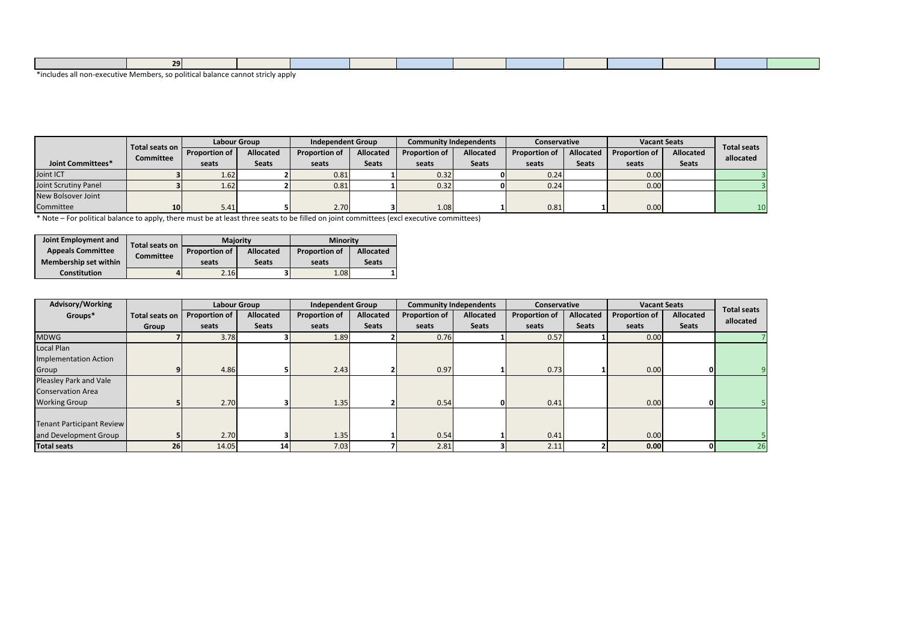| | | | | | | | | | | | | | |
|---|---|---|---|---|---|---|---|---|---|---|---|---|---|
| | 29 | | | | | | | | | | | | |

*includes all non-executive Members, so political balance cannot stricly apply

| Joint Committees* | Total seats on Committee | Labour Group | | Independent Group | | Community Independents | | Conservative | | Vacant Seats | | Total seats allocated |
|---|---|---|---|---|---|---|---|---|---|---|---|---|
| | | Proportion of seats | Allocated Seats | Proportion of seats | Allocated Seats | Proportion of seats | Allocated Seats | Proportion of seats | Allocated Seats | Proportion of seats | Allocated Seats | |
| Joint ICT | 3 | 1.62 | 2 | 0.81 | 1 | 0.32 | 0 | 0.24 | | 0.00 | | 3 |
| Joint Scrutiny Panel | 3 | 1.62 | 2 | 0.81 | 1 | 0.32 | 0 | 0.24 | | 0.00 | | 3 |
| New Bolsover Joint Committee | 10 | 5.41 | 5 | 2.70 | 3 | 1.08 | 1 | 0.81 | 1 | 0.00 | | 10 |

* Note – For political balance to apply, there must be at least three seats to be filled on joint committees (excl executive committees)

| Joint Employment and Appeals Committee Membership set within Constitution | Total seats on Committee | Majority | | Minority | |
|---|---|---|---|---|---|
| | | Proportion of seats | Allocated Seats | Proportion of seats | Allocated Seats |
| | 4 | 2.16 | 3 | 1.08 | 1 |

| Advisory/Working Groups* | Total seats on Group | Labour Group | | Independent Group | | Community Independents | | Conservative | | Vacant Seats | | Total seats allocated |
|---|---|---|---|---|---|---|---|---|---|---|---|---|
| | | Proportion of seats | Allocated Seats | Proportion of seats | Allocated Seats | Proportion of seats | Allocated Seats | Proportion of seats | Allocated Seats | Proportion of seats | Allocated Seats | |
| MDWG | 7 | 3.78 | 3 | 1.89 | 2 | 0.76 | 1 | 0.57 | 1 | 0.00 | | 7 |
| Local Plan Implementation Action Group | 9 | 4.86 | 5 | 2.43 | 2 | 0.97 | 1 | 0.73 | 1 | 0.00 | 0 | 9 |
| Pleasley Park and Vale Conservation Area Working Group | 5 | 2.70 | 3 | 1.35 | 2 | 0.54 | 0 | 0.41 | | 0.00 | 0 | 5 |
| Tenant Participant Review and Development Group | 5 | 2.70 | 3 | 1.35 | 1 | 0.54 | 1 | 0.41 | | 0.00 | | 5 |
| **Total seats** | **26** | 14.05 | **14** | 7.03 | **7** | 2.81 | **3** | 2.11 | **2** | **0.00** | **0** | 26 |